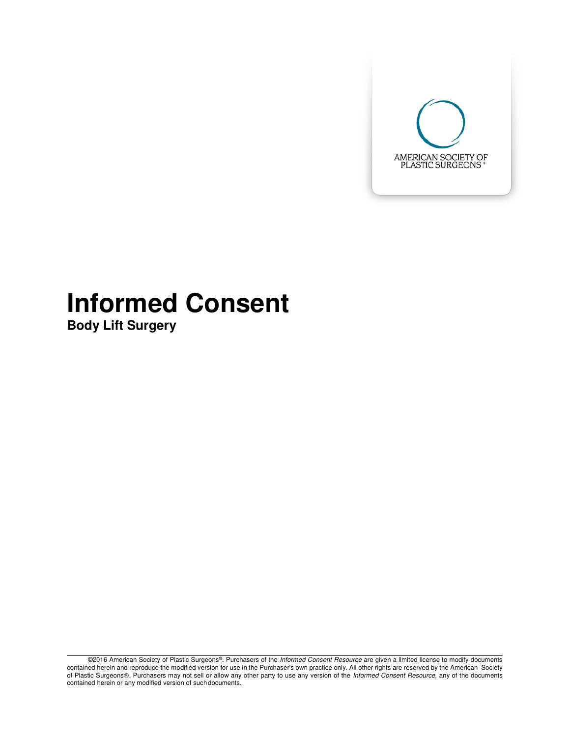AMERICAN SOCIETY OF PLASTIC SURGEONS®

# Informed Consent

**Body Lift Surgery**

©2016 American Society of Plastic Surgeons®. Purchasers of the *Informed Consent Resource* are given a limited license to modify documents contained herein and reproduce the modified version for use in the Purchaser's own practice only. All other rights are reserved by the American Society of Plastic Surgeons®. Purchasers may not sell or allow any other party to use any version of the *Informed Consent Resource*, any of the documents contained herein or any modified version of such documents.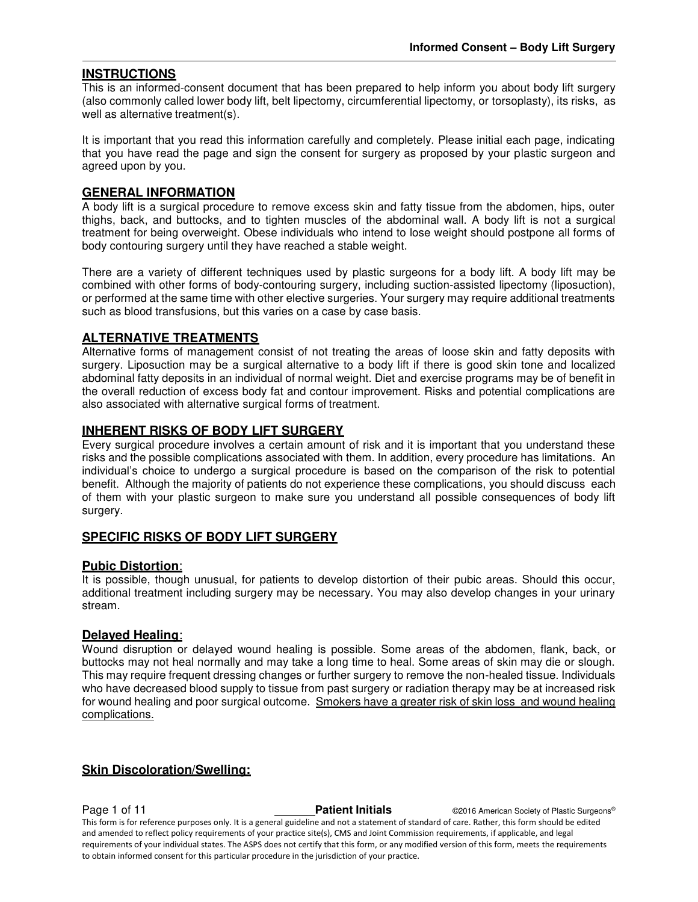## INSTRUCTIONS

This is an informed-consent document that has been prepared to help inform you about body lift surgery (also commonly called lower body lift, belt lipectomy, circumferential lipectomy, or torsoplasty), its risks, as well as alternative treatment(s).

It is important that you read this information carefully and completely. Please initial each page, indicating that you have read the page and sign the consent for surgery as proposed by your plastic surgeon and agreed upon by you.

## GENERAL INFORMATION

A body lift is a surgical procedure to remove excess skin and fatty tissue from the abdomen, hips, outer thighs, back, and buttocks, and to tighten muscles of the abdominal wall. A body lift is not a surgical treatment for being overweight. Obese individuals who intend to lose weight should postpone all forms of body contouring surgery until they have reached a stable weight.

There are a variety of different techniques used by plastic surgeons for a body lift. A body lift may be combined with other forms of body-contouring surgery, including suction-assisted lipectomy (liposuction), or performed at the same time with other elective surgeries. Your surgery may require additional treatments such as blood transfusions, but this varies on a case by case basis.

## ALTERNATIVE TREATMENTS

Alternative forms of management consist of not treating the areas of loose skin and fatty deposits with surgery. Liposuction may be a surgical alternative to a body lift if there is good skin tone and localized abdominal fatty deposits in an individual of normal weight. Diet and exercise programs may be of benefit in the overall reduction of excess body fat and contour improvement. Risks and potential complications are also associated with alternative surgical forms of treatment.

## INHERENT RISKS OF BODY LIFT SURGERY

Every surgical procedure involves a certain amount of risk and it is important that you understand these risks and the possible complications associated with them. In addition, every procedure has limitations. An individual's choice to undergo a surgical procedure is based on the comparison of the risk to potential benefit. Although the majority of patients do not experience these complications, you should discuss each of them with your plastic surgeon to make sure you understand all possible consequences of body lift surgery.

## SPECIFIC RISKS OF BODY LIFT SURGERY

### Pubic Distortion:

It is possible, though unusual, for patients to develop distortion of their pubic areas. Should this occur, additional treatment including surgery may be necessary. You may also develop changes in your urinary stream.

### Delayed Healing:

Wound disruption or delayed wound healing is possible. Some areas of the abdomen, flank, back, or buttocks may not heal normally and may take a long time to heal. Some areas of skin may die or slough. This may require frequent dressing changes or further surgery to remove the non-healed tissue. Individuals who have decreased blood supply to tissue from past surgery or radiation therapy may be at increased risk for wound healing and poor surgical outcome. Smokers have a greater risk of skin loss and wound healing complications.

### Skin Discoloration/Swelling:

\_\_\_\_\_\_ **Patient Initials**

This form is for reference purposes only. It is a general guideline and not a statement of standard of care. Rather, this form should be edited and amended to reflect policy requirements of your practice site(s), CMS and Joint Commission requirements, if applicable, and legal requirements of your individual states. The ASPS does not certify that this form, or any modified version of this form, meets the requirements to obtain informed consent for this particular procedure in the jurisdiction of your practice.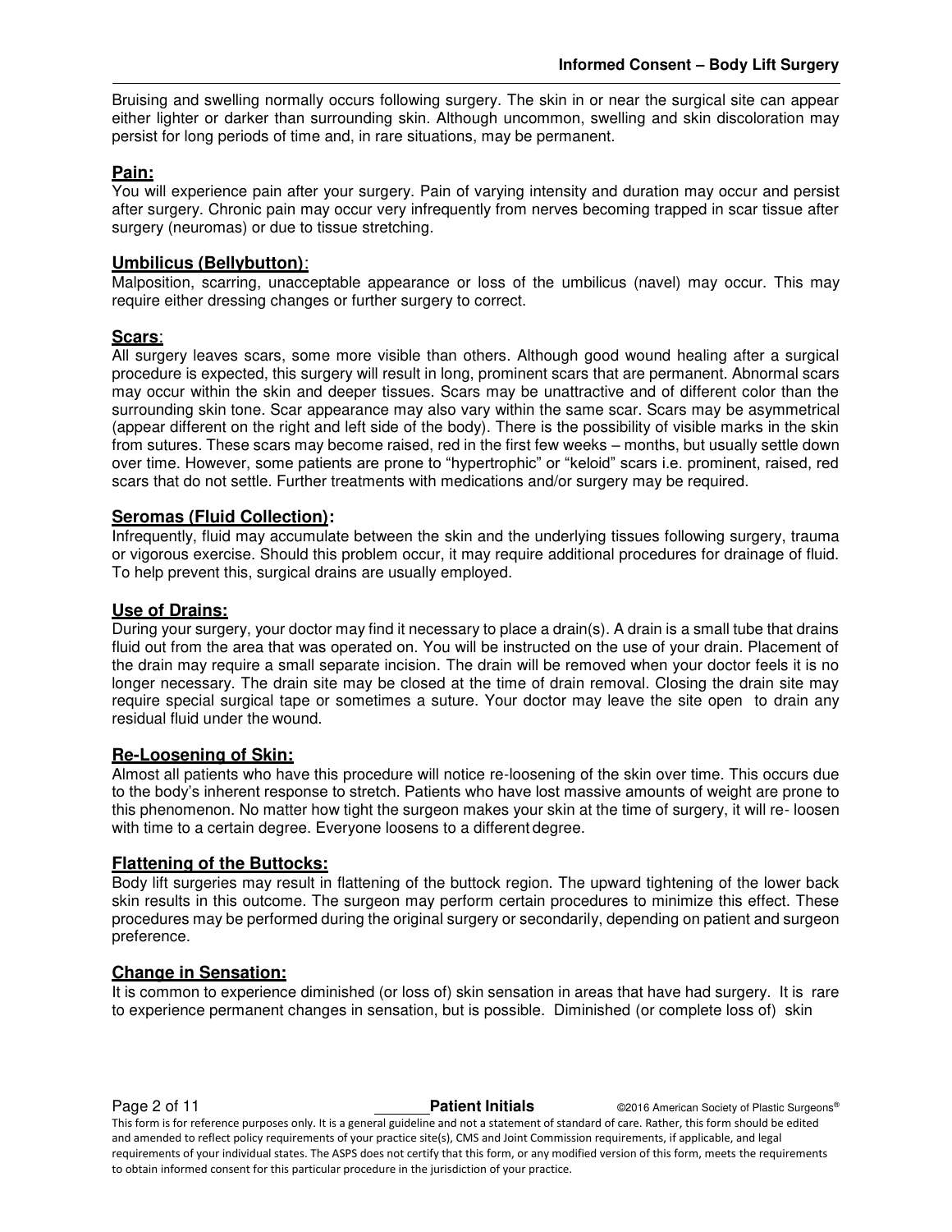Bruising and swelling normally occurs following surgery. The skin in or near the surgical site can appear either lighter or darker than surrounding skin. Although uncommon, swelling and skin discoloration may persist for long periods of time and, in rare situations, may be permanent.

**Pain:**
You will experience pain after your surgery. Pain of varying intensity and duration may occur and persist after surgery. Chronic pain may occur very infrequently from nerves becoming trapped in scar tissue after surgery (neuromas) or due to tissue stretching.

**Umbilicus (Bellybutton)**:
Malposition, scarring, unacceptable appearance or loss of the umbilicus (navel) may occur. This may require either dressing changes or further surgery to correct.

**Scars**:
All surgery leaves scars, some more visible than others. Although good wound healing after a surgical procedure is expected, this surgery will result in long, prominent scars that are permanent. Abnormal scars may occur within the skin and deeper tissues. Scars may be unattractive and of different color than the surrounding skin tone. Scar appearance may also vary within the same scar. Scars may be asymmetrical (appear different on the right and left side of the body). There is the possibility of visible marks in the skin from sutures. These scars may become raised, red in the first few weeks – months, but usually settle down over time. However, some patients are prone to "hypertrophic" or "keloid" scars i.e. prominent, raised, red scars that do not settle. Further treatments with medications and/or surgery may be required.

**Seromas (Fluid Collection):**
Infrequently, fluid may accumulate between the skin and the underlying tissues following surgery, trauma or vigorous exercise. Should this problem occur, it may require additional procedures for drainage of fluid. To help prevent this, surgical drains are usually employed.

**Use of Drains:**
During your surgery, your doctor may find it necessary to place a drain(s). A drain is a small tube that drains fluid out from the area that was operated on. You will be instructed on the use of your drain. Placement of the drain may require a small separate incision. The drain will be removed when your doctor feels it is no longer necessary. The drain site may be closed at the time of drain removal. Closing the drain site may require special surgical tape or sometimes a suture. Your doctor may leave the site open to drain any residual fluid under the wound.

**Re-Loosening of Skin:**
Almost all patients who have this procedure will notice re-loosening of the skin over time. This occurs due to the body's inherent response to stretch. Patients who have lost massive amounts of weight are prone to this phenomenon. No matter how tight the surgeon makes your skin at the time of surgery, it will re- loosen with time to a certain degree. Everyone loosens to a different degree.

**Flattening of the Buttocks:**
Body lift surgeries may result in flattening of the buttock region. The upward tightening of the lower back skin results in this outcome. The surgeon may perform certain procedures to minimize this effect. These procedures may be performed during the original surgery or secondarily, depending on patient and surgeon preference.

**Change in Sensation:**
It is common to experience diminished (or loss of) skin sensation in areas that have had surgery. It is rare to experience permanent changes in sensation, but is possible. Diminished (or complete loss of) skin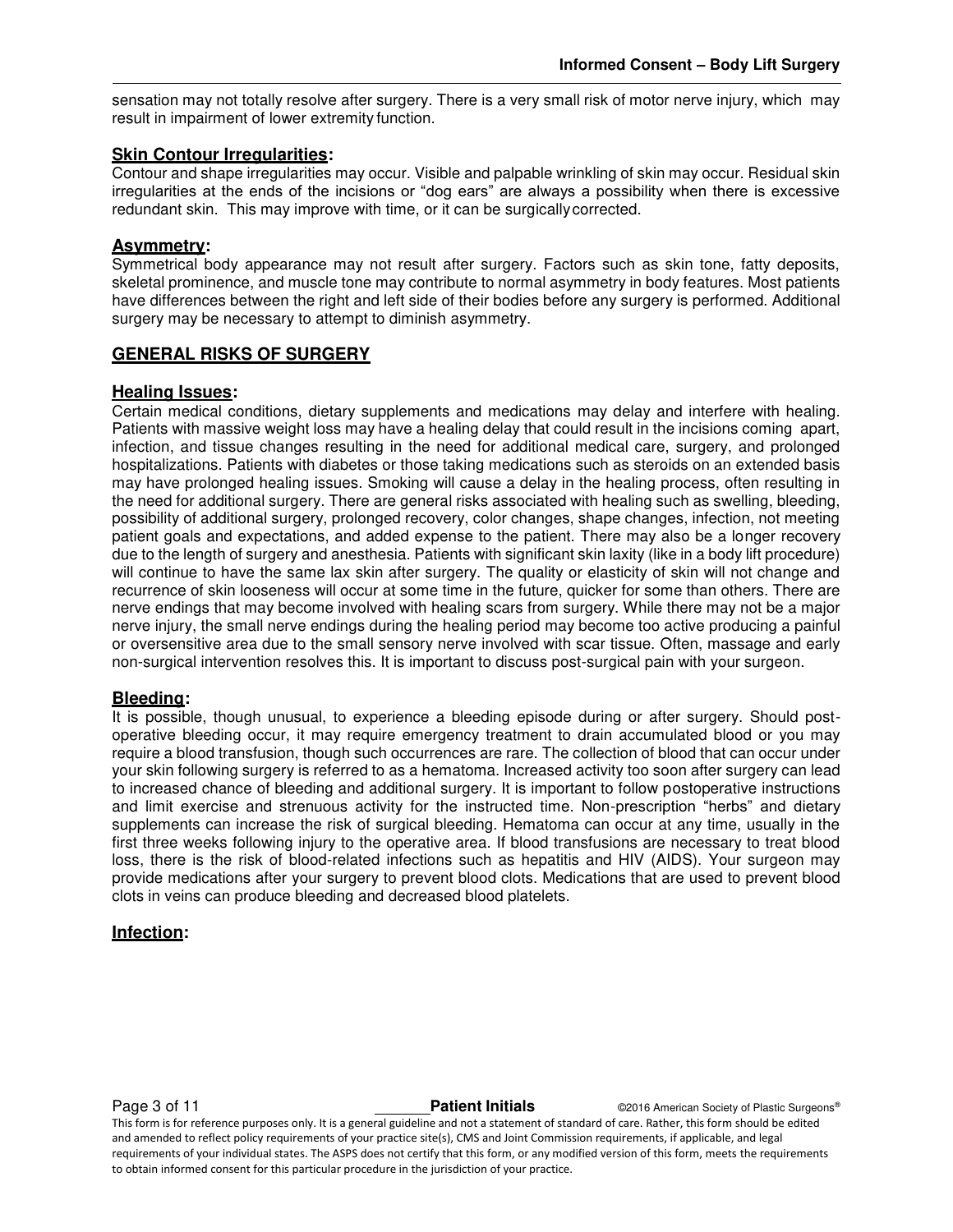sensation may not totally resolve after surgery. There is a very small risk of motor nerve injury, which may result in impairment of lower extremity function.

### **Skin Contour Irregularities:**

Contour and shape irregularities may occur. Visible and palpable wrinkling of skin may occur. Residual skin irregularities at the ends of the incisions or "dog ears" are always a possibility when there is excessive redundant skin. This may improve with time, or it can be surgically corrected.

### **Asymmetry:**

Symmetrical body appearance may not result after surgery. Factors such as skin tone, fatty deposits, skeletal prominence, and muscle tone may contribute to normal asymmetry in body features. Most patients have differences between the right and left side of their bodies before any surgery is performed. Additional surgery may be necessary to attempt to diminish asymmetry.

## **GENERAL RISKS OF SURGERY**

### **Healing Issues:**

Certain medical conditions, dietary supplements and medications may delay and interfere with healing. Patients with massive weight loss may have a healing delay that could result in the incisions coming apart, infection, and tissue changes resulting in the need for additional medical care, surgery, and prolonged hospitalizations. Patients with diabetes or those taking medications such as steroids on an extended basis may have prolonged healing issues. Smoking will cause a delay in the healing process, often resulting in the need for additional surgery. There are general risks associated with healing such as swelling, bleeding, possibility of additional surgery, prolonged recovery, color changes, shape changes, infection, not meeting patient goals and expectations, and added expense to the patient. There may also be a longer recovery due to the length of surgery and anesthesia. Patients with significant skin laxity (like in a body lift procedure) will continue to have the same lax skin after surgery. The quality or elasticity of skin will not change and recurrence of skin looseness will occur at some time in the future, quicker for some than others. There are nerve endings that may become involved with healing scars from surgery. While there may not be a major nerve injury, the small nerve endings during the healing period may become too active producing a painful or oversensitive area due to the small sensory nerve involved with scar tissue. Often, massage and early non-surgical intervention resolves this. It is important to discuss post-surgical pain with your surgeon.

### **Bleeding:**

It is possible, though unusual, to experience a bleeding episode during or after surgery. Should post-operative bleeding occur, it may require emergency treatment to drain accumulated blood or you may require a blood transfusion, though such occurrences are rare. The collection of blood that can occur under your skin following surgery is referred to as a hematoma. Increased activity too soon after surgery can lead to increased chance of bleeding and additional surgery. It is important to follow postoperative instructions and limit exercise and strenuous activity for the instructed time. Non-prescription "herbs" and dietary supplements can increase the risk of surgical bleeding. Hematoma can occur at any time, usually in the first three weeks following injury to the operative area. If blood transfusions are necessary to treat blood loss, there is the risk of blood-related infections such as hepatitis and HIV (AIDS). Your surgeon may provide medications after your surgery to prevent blood clots. Medications that are used to prevent blood clots in veins can produce bleeding and decreased blood platelets.

### **Infection:**

_______ **Patient Initials**

This form is for reference purposes only. It is a general guideline and not a statement of standard of care. Rather, this form should be edited and amended to reflect policy requirements of your practice site(s), CMS and Joint Commission requirements, if applicable, and legal requirements of your individual states. The ASPS does not certify that this form, or any modified version of this form, meets the requirements to obtain informed consent for this particular procedure in the jurisdiction of your practice.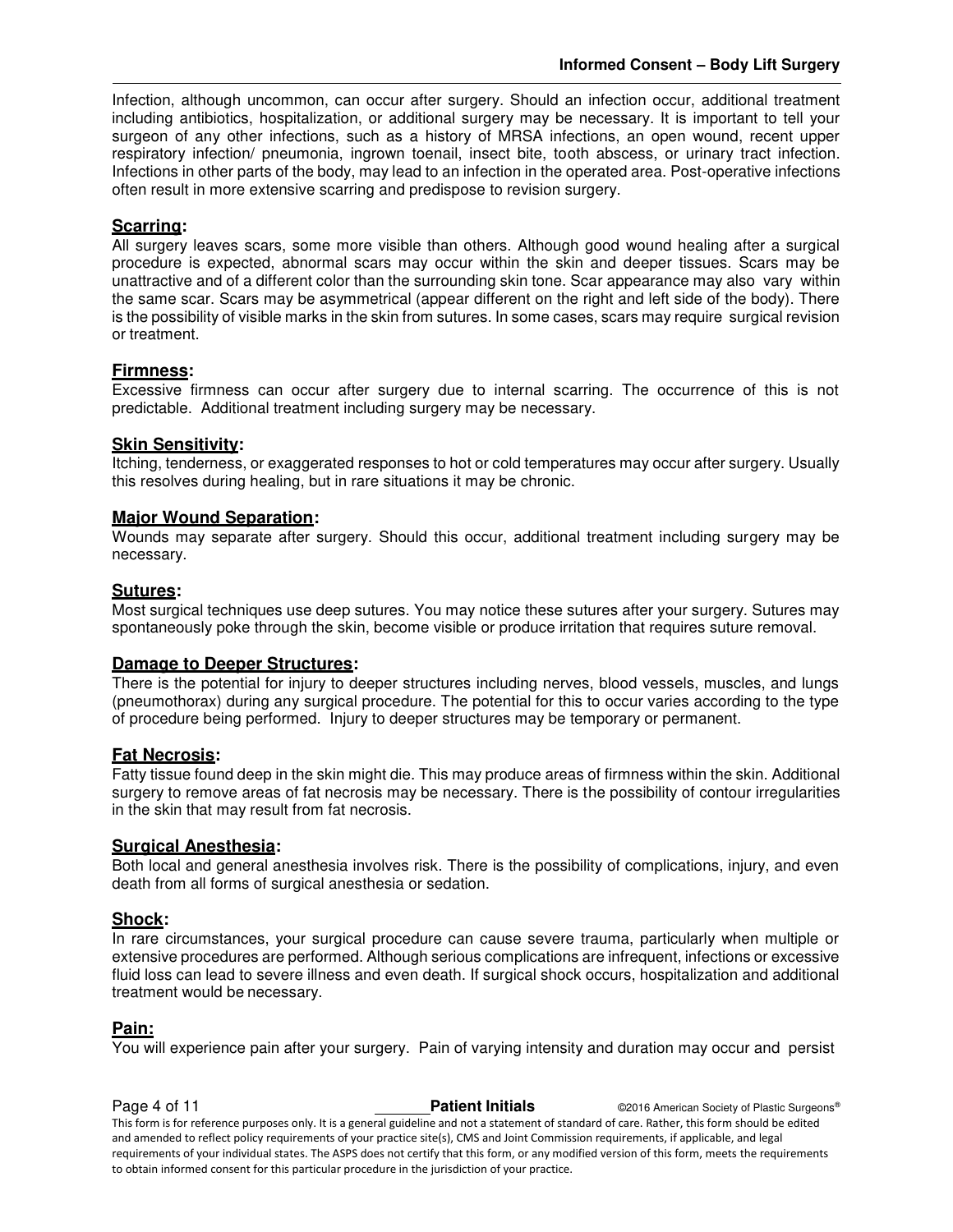Infection, although uncommon, can occur after surgery. Should an infection occur, additional treatment including antibiotics, hospitalization, or additional surgery may be necessary. It is important to tell your surgeon of any other infections, such as a history of MRSA infections, an open wound, recent upper respiratory infection/ pneumonia, ingrown toenail, insect bite, tooth abscess, or urinary tract infection. Infections in other parts of the body, may lead to an infection in the operated area. Post-operative infections often result in more extensive scarring and predispose to revision surgery.

**Scarring:**
All surgery leaves scars, some more visible than others. Although good wound healing after a surgical procedure is expected, abnormal scars may occur within the skin and deeper tissues. Scars may be unattractive and of a different color than the surrounding skin tone. Scar appearance may also vary within the same scar. Scars may be asymmetrical (appear different on the right and left side of the body). There is the possibility of visible marks in the skin from sutures. In some cases, scars may require surgical revision or treatment.

**Firmness:**
Excessive firmness can occur after surgery due to internal scarring. The occurrence of this is not predictable. Additional treatment including surgery may be necessary.

**Skin Sensitivity:**
Itching, tenderness, or exaggerated responses to hot or cold temperatures may occur after surgery. Usually this resolves during healing, but in rare situations it may be chronic.

**Major Wound Separation:**
Wounds may separate after surgery. Should this occur, additional treatment including surgery may be necessary.

**Sutures:**
Most surgical techniques use deep sutures. You may notice these sutures after your surgery. Sutures may spontaneously poke through the skin, become visible or produce irritation that requires suture removal.

**Damage to Deeper Structures:**
There is the potential for injury to deeper structures including nerves, blood vessels, muscles, and lungs (pneumothorax) during any surgical procedure. The potential for this to occur varies according to the type of procedure being performed. Injury to deeper structures may be temporary or permanent.

**Fat Necrosis:**
Fatty tissue found deep in the skin might die. This may produce areas of firmness within the skin. Additional surgery to remove areas of fat necrosis may be necessary. There is the possibility of contour irregularities in the skin that may result from fat necrosis.

**Surgical Anesthesia:**
Both local and general anesthesia involves risk. There is the possibility of complications, injury, and even death from all forms of surgical anesthesia or sedation.

**Shock:**
In rare circumstances, your surgical procedure can cause severe trauma, particularly when multiple or extensive procedures are performed. Although serious complications are infrequent, infections or excessive fluid loss can lead to severe illness and even death. If surgical shock occurs, hospitalization and additional treatment would be necessary.

**Pain:**
You will experience pain after your surgery. Pain of varying intensity and duration may occur and persist

_______ **Patient Initials**

This form is for reference purposes only. It is a general guideline and not a statement of standard of care. Rather, this form should be edited and amended to reflect policy requirements of your practice site(s), CMS and Joint Commission requirements, if applicable, and legal requirements of your individual states. The ASPS does not certify that this form, or any modified version of this form, meets the requirements to obtain informed consent for this particular procedure in the jurisdiction of your practice.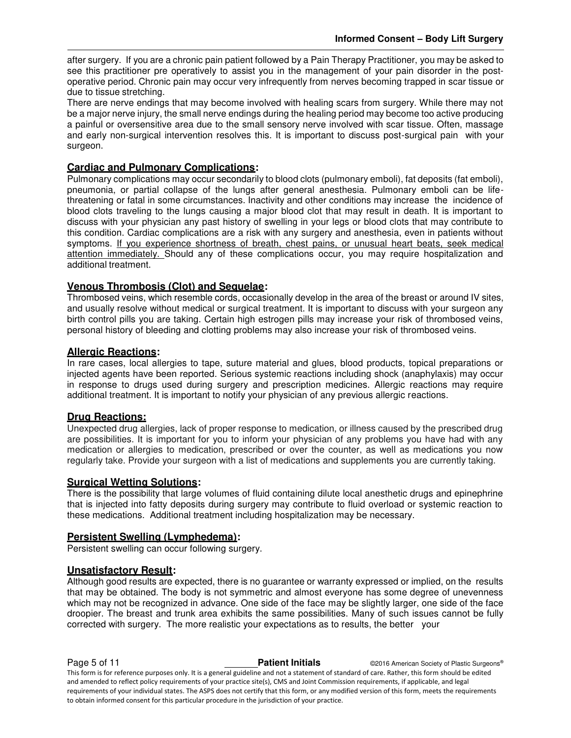after surgery. If you are a chronic pain patient followed by a Pain Therapy Practitioner, you may be asked to see this practitioner pre operatively to assist you in the management of your pain disorder in the post-operative period. Chronic pain may occur very infrequently from nerves becoming trapped in scar tissue or due to tissue stretching.

There are nerve endings that may become involved with healing scars from surgery. While there may not be a major nerve injury, the small nerve endings during the healing period may become too active producing a painful or oversensitive area due to the small sensory nerve involved with scar tissue. Often, massage and early non-surgical intervention resolves this. It is important to discuss post-surgical pain with your surgeon.

## Cardiac and Pulmonary Complications:

Pulmonary complications may occur secondarily to blood clots (pulmonary emboli), fat deposits (fat emboli), pneumonia, or partial collapse of the lungs after general anesthesia. Pulmonary emboli can be life-threatening or fatal in some circumstances. Inactivity and other conditions may increase the incidence of blood clots traveling to the lungs causing a major blood clot that may result in death. It is important to discuss with your physician any past history of swelling in your legs or blood clots that may contribute to this condition. Cardiac complications are a risk with any surgery and anesthesia, even in patients without symptoms. If you experience shortness of breath, chest pains, or unusual heart beats, seek medical attention immediately. Should any of these complications occur, you may require hospitalization and additional treatment.

## Venous Thrombosis (Clot) and Sequelae:

Thrombosed veins, which resemble cords, occasionally develop in the area of the breast or around IV sites, and usually resolve without medical or surgical treatment. It is important to discuss with your surgeon any birth control pills you are taking. Certain high estrogen pills may increase your risk of thrombosed veins, personal history of bleeding and clotting problems may also increase your risk of thrombosed veins.

## Allergic Reactions:

In rare cases, local allergies to tape, suture material and glues, blood products, topical preparations or injected agents have been reported. Serious systemic reactions including shock (anaphylaxis) may occur in response to drugs used during surgery and prescription medicines. Allergic reactions may require additional treatment. It is important to notify your physician of any previous allergic reactions.

## Drug Reactions:

Unexpected drug allergies, lack of proper response to medication, or illness caused by the prescribed drug are possibilities. It is important for you to inform your physician of any problems you have had with any medication or allergies to medication, prescribed or over the counter, as well as medications you now regularly take. Provide your surgeon with a list of medications and supplements you are currently taking.

## Surgical Wetting Solutions:

There is the possibility that large volumes of fluid containing dilute local anesthetic drugs and epinephrine that is injected into fatty deposits during surgery may contribute to fluid overload or systemic reaction to these medications. Additional treatment including hospitalization may be necessary.

## Persistent Swelling (Lymphedema):

Persistent swelling can occur following surgery.

## Unsatisfactory Result:

Although good results are expected, there is no guarantee or warranty expressed or implied, on the results that may be obtained. The body is not symmetric and almost everyone has some degree of unevenness which may not be recognized in advance. One side of the face may be slightly larger, one side of the face droopier. The breast and trunk area exhibits the same possibilities. Many of such issues cannot be fully corrected with surgery. The more realistic your expectations as to results, the better your

______ **Patient Initials**

This form is for reference purposes only. It is a general guideline and not a statement of standard of care. Rather, this form should be edited and amended to reflect policy requirements of your practice site(s), CMS and Joint Commission requirements, if applicable, and legal requirements of your individual states. The ASPS does not certify that this form, or any modified version of this form, meets the requirements to obtain informed consent for this particular procedure in the jurisdiction of your practice.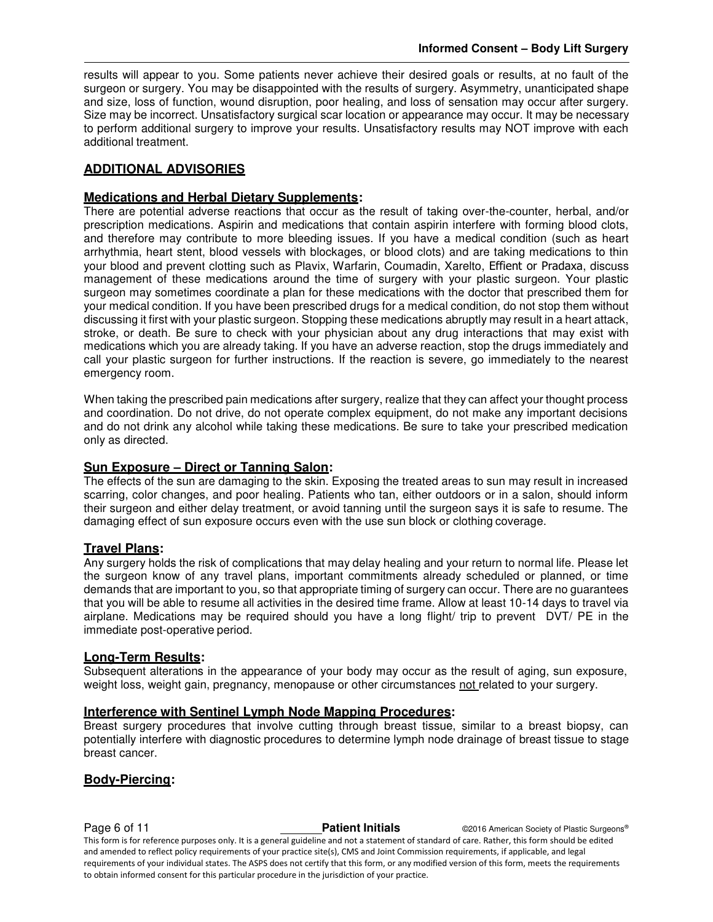results will appear to you. Some patients never achieve their desired goals or results, at no fault of the surgeon or surgery. You may be disappointed with the results of surgery. Asymmetry, unanticipated shape and size, loss of function, wound disruption, poor healing, and loss of sensation may occur after surgery. Size may be incorrect. Unsatisfactory surgical scar location or appearance may occur. It may be necessary to perform additional surgery to improve your results. Unsatisfactory results may NOT improve with each additional treatment.

## ADDITIONAL ADVISORIES

### Medications and Herbal Dietary Supplements:

There are potential adverse reactions that occur as the result of taking over-the-counter, herbal, and/or prescription medications. Aspirin and medications that contain aspirin interfere with forming blood clots, and therefore may contribute to more bleeding issues. If you have a medical condition (such as heart arrhythmia, heart stent, blood vessels with blockages, or blood clots) and are taking medications to thin your blood and prevent clotting such as Plavix, Warfarin, Coumadin, Xarelto, Effient or Pradaxa, discuss management of these medications around the time of surgery with your plastic surgeon. Your plastic surgeon may sometimes coordinate a plan for these medications with the doctor that prescribed them for your medical condition. If you have been prescribed drugs for a medical condition, do not stop them without discussing it first with your plastic surgeon. Stopping these medications abruptly may result in a heart attack, stroke, or death. Be sure to check with your physician about any drug interactions that may exist with medications which you are already taking. If you have an adverse reaction, stop the drugs immediately and call your plastic surgeon for further instructions. If the reaction is severe, go immediately to the nearest emergency room.

When taking the prescribed pain medications after surgery, realize that they can affect your thought process and coordination. Do not drive, do not operate complex equipment, do not make any important decisions and do not drink any alcohol while taking these medications. Be sure to take your prescribed medication only as directed.

### Sun Exposure – Direct or Tanning Salon:

The effects of the sun are damaging to the skin. Exposing the treated areas to sun may result in increased scarring, color changes, and poor healing. Patients who tan, either outdoors or in a salon, should inform their surgeon and either delay treatment, or avoid tanning until the surgeon says it is safe to resume. The damaging effect of sun exposure occurs even with the use sun block or clothing coverage.

### Travel Plans:

Any surgery holds the risk of complications that may delay healing and your return to normal life. Please let the surgeon know of any travel plans, important commitments already scheduled or planned, or time demands that are important to you, so that appropriate timing of surgery can occur. There are no guarantees that you will be able to resume all activities in the desired time frame. Allow at least 10-14 days to travel via airplane. Medications may be required should you have a long flight/ trip to prevent DVT/ PE in the immediate post-operative period.

### Long-Term Results:

Subsequent alterations in the appearance of your body may occur as the result of aging, sun exposure, weight loss, weight gain, pregnancy, menopause or other circumstances not related to your surgery.

### Interference with Sentinel Lymph Node Mapping Procedures:

Breast surgery procedures that involve cutting through breast tissue, similar to a breast biopsy, can potentially interfere with diagnostic procedures to determine lymph node drainage of breast tissue to stage breast cancer.

### Body-Piercing:

_______ **Patient Initials**

This form is for reference purposes only. It is a general guideline and not a statement of standard of care. Rather, this form should be edited and amended to reflect policy requirements of your practice site(s), CMS and Joint Commission requirements, if applicable, and legal requirements of your individual states. The ASPS does not certify that this form, or any modified version of this form, meets the requirements to obtain informed consent for this particular procedure in the jurisdiction of your practice.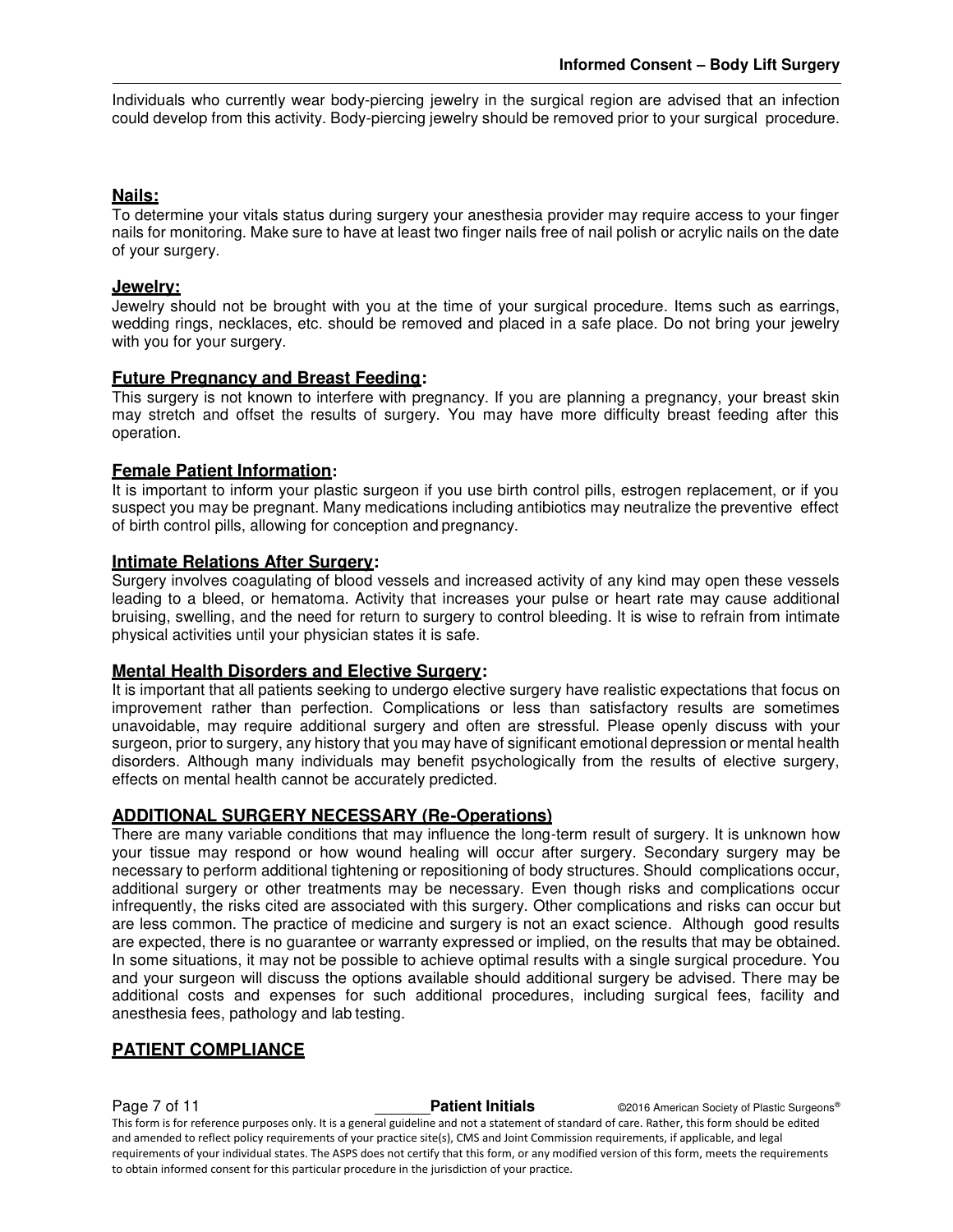Individuals who currently wear body-piercing jewelry in the surgical region are advised that an infection could develop from this activity. Body-piercing jewelry should be removed prior to your surgical procedure.

**Nails:**

To determine your vitals status during surgery your anesthesia provider may require access to your finger nails for monitoring. Make sure to have at least two finger nails free of nail polish or acrylic nails on the date of your surgery.

**Jewelry:**

Jewelry should not be brought with you at the time of your surgical procedure. Items such as earrings, wedding rings, necklaces, etc. should be removed and placed in a safe place. Do not bring your jewelry with you for your surgery.

**Future Pregnancy and Breast Feeding:**

This surgery is not known to interfere with pregnancy. If you are planning a pregnancy, your breast skin may stretch and offset the results of surgery. You may have more difficulty breast feeding after this operation.

**Female Patient Information:**

It is important to inform your plastic surgeon if you use birth control pills, estrogen replacement, or if you suspect you may be pregnant. Many medications including antibiotics may neutralize the preventive effect of birth control pills, allowing for conception and pregnancy.

**Intimate Relations After Surgery:**

Surgery involves coagulating of blood vessels and increased activity of any kind may open these vessels leading to a bleed, or hematoma. Activity that increases your pulse or heart rate may cause additional bruising, swelling, and the need for return to surgery to control bleeding. It is wise to refrain from intimate physical activities until your physician states it is safe.

**Mental Health Disorders and Elective Surgery:**

It is important that all patients seeking to undergo elective surgery have realistic expectations that focus on improvement rather than perfection. Complications or less than satisfactory results are sometimes unavoidable, may require additional surgery and often are stressful. Please openly discuss with your surgeon, prior to surgery, any history that you may have of significant emotional depression or mental health disorders. Although many individuals may benefit psychologically from the results of elective surgery, effects on mental health cannot be accurately predicted.

## ADDITIONAL SURGERY NECESSARY (Re-Operations)

There are many variable conditions that may influence the long-term result of surgery. It is unknown how your tissue may respond or how wound healing will occur after surgery. Secondary surgery may be necessary to perform additional tightening or repositioning of body structures. Should complications occur, additional surgery or other treatments may be necessary. Even though risks and complications occur infrequently, the risks cited are associated with this surgery. Other complications and risks can occur but are less common. The practice of medicine and surgery is not an exact science. Although good results are expected, there is no guarantee or warranty expressed or implied, on the results that may be obtained. In some situations, it may not be possible to achieve optimal results with a single surgical procedure. You and your surgeon will discuss the options available should additional surgery be advised. There may be additional costs and expenses for such additional procedures, including surgical fees, facility and anesthesia fees, pathology and lab testing.

## PATIENT COMPLIANCE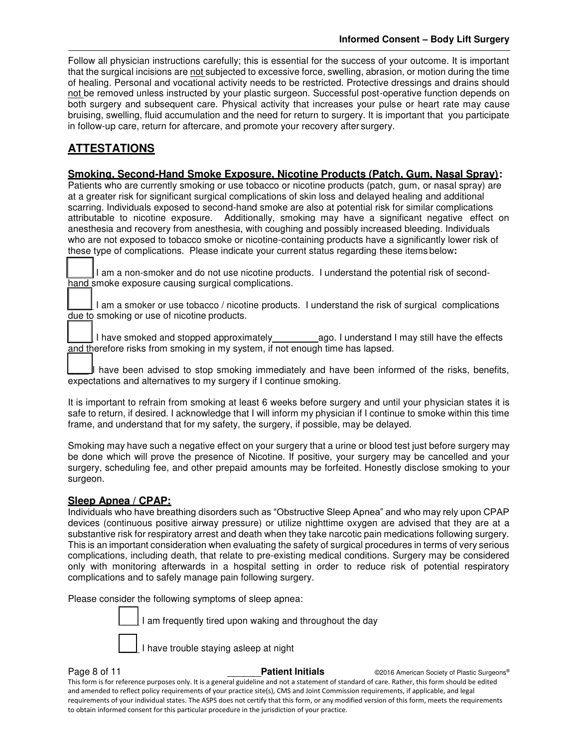Follow all physician instructions carefully; this is essential for the success of your outcome. It is important that the surgical incisions are not subjected to excessive force, swelling, abrasion, or motion during the time of healing. Personal and vocational activity needs to be restricted. Protective dressings and drains should not be removed unless instructed by your plastic surgeon. Successful post-operative function depends on both surgery and subsequent care. Physical activity that increases your pulse or heart rate may cause bruising, swelling, fluid accumulation and the need for return to surgery. It is important that you participate in follow-up care, return for aftercare, and promote your recovery after surgery.

## ATTESTATIONS

### Smoking, Second-Hand Smoke Exposure, Nicotine Products (Patch, Gum, Nasal Spray):

Patients who are currently smoking or use tobacco or nicotine products (patch, gum, or nasal spray) are at a greater risk for significant surgical complications of skin loss and delayed healing and additional scarring. Individuals exposed to second-hand smoke are also at potential risk for similar complications attributable to nicotine exposure. Additionally, smoking may have a significant negative effect on anesthesia and recovery from anesthesia, with coughing and possibly increased bleeding. Individuals who are not exposed to tobacco smoke or nicotine-containing products have a significantly lower risk of these type of complications. Please indicate your current status regarding these items below:

☐ I am a non-smoker and do not use nicotine products. I understand the potential risk of second-hand smoke exposure causing surgical complications.

☐ I am a smoker or use tobacco / nicotine products. I understand the risk of surgical complications due to smoking or use of nicotine products.

☐ I have smoked and stopped approximately ________ ago. I understand I may still have the effects and therefore risks from smoking in my system, if not enough time has lapsed.

☐ I have been advised to stop smoking immediately and have been informed of the risks, benefits, expectations and alternatives to my surgery if I continue smoking.

It is important to refrain from smoking at least 6 weeks before surgery and until your physician states it is safe to return, if desired. I acknowledge that I will inform my physician if I continue to smoke within this time frame, and understand that for my safety, the surgery, if possible, may be delayed.

Smoking may have such a negative effect on your surgery that a urine or blood test just before surgery may be done which will prove the presence of Nicotine. If positive, your surgery may be cancelled and your surgery, scheduling fee, and other prepaid amounts may be forfeited. Honestly disclose smoking to your surgeon.

### Sleep Apnea / CPAP:

Individuals who have breathing disorders such as "Obstructive Sleep Apnea" and who may rely upon CPAP devices (continuous positive airway pressure) or utilize nighttime oxygen are advised that they are at a substantive risk for respiratory arrest and death when they take narcotic pain medications following surgery. This is an important consideration when evaluating the safety of surgical procedures in terms of very serious complications, including death, that relate to pre-existing medical conditions. Surgery may be considered only with monitoring afterwards in a hospital setting in order to reduce risk of potential respiratory complications and to safely manage pain following surgery.

Please consider the following symptoms of sleep apnea:

☐ I am frequently tired upon waking and throughout the day

☐ I have trouble staying asleep at night

_______ **Patient Initials**

This form is for reference purposes only. It is a general guideline and not a statement of standard of care. Rather, this form should be edited and amended to reflect policy requirements of your practice site(s), CMS and Joint Commission requirements, if applicable, and legal requirements of your individual states. The ASPS does not certify that this form, or any modified version of this form, meets the requirements to obtain informed consent for this particular procedure in the jurisdiction of your practice.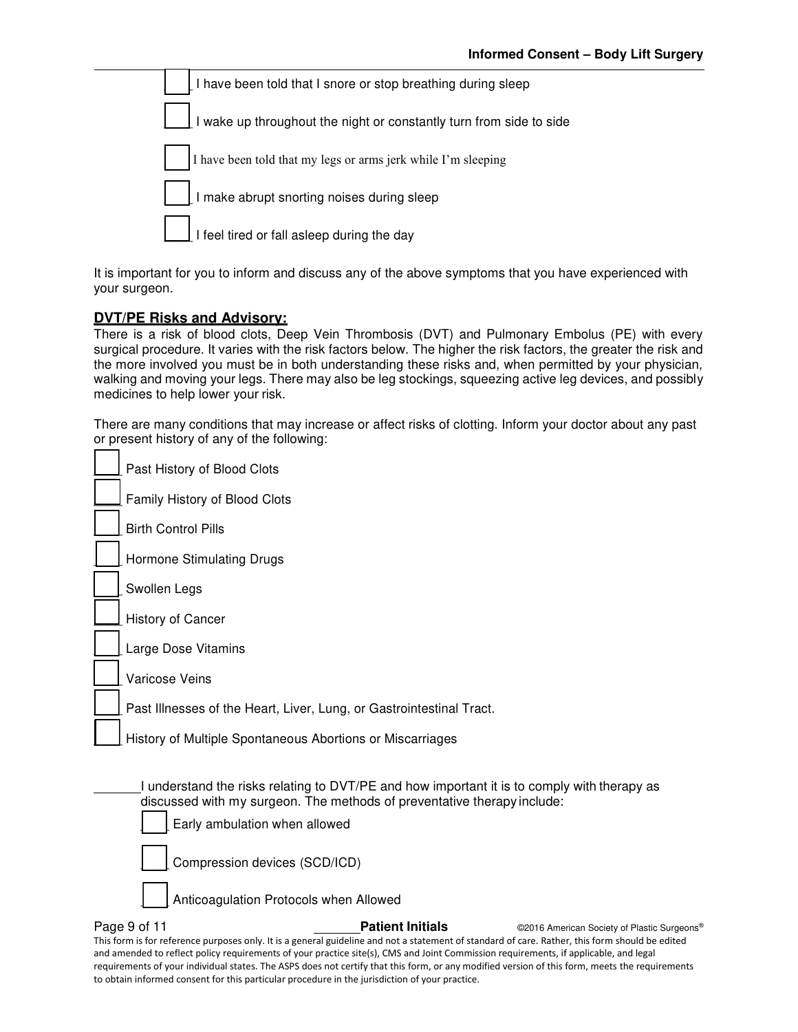- [ ] I have been told that I snore or stop breathing during sleep
- [ ] I wake up throughout the night or constantly turn from side to side
- [ ] I have been told that my legs or arms jerk while I'm sleeping
- [ ] I make abrupt snorting noises during sleep
- [ ] I feel tired or fall asleep during the day

It is important for you to inform and discuss any of the above symptoms that you have experienced with your surgeon.

## DVT/PE Risks and Advisory:

There is a risk of blood clots, Deep Vein Thrombosis (DVT) and Pulmonary Embolus (PE) with every surgical procedure. It varies with the risk factors below. The higher the risk factors, the greater the risk and the more involved you must be in both understanding these risks and, when permitted by your physician, walking and moving your legs. There may also be leg stockings, squeezing active leg devices, and possibly medicines to help lower your risk.

There are many conditions that may increase or affect risks of clotting. Inform your doctor about any past or present history of any of the following:

- [ ] Past History of Blood Clots
- [ ] Family History of Blood Clots
- [ ] Birth Control Pills
- [ ] Hormone Stimulating Drugs
- [ ] Swollen Legs
- [ ] History of Cancer
- [ ] Large Dose Vitamins
- [ ] Varicose Veins
- [ ] Past Illnesses of the Heart, Liver, Lung, or Gastrointestinal Tract.
- [ ] History of Multiple Spontaneous Abortions or Miscarriages

_______ I understand the risks relating to DVT/PE and how important it is to comply with therapy as discussed with my surgeon. The methods of preventative therapy include:

- [ ] Early ambulation when allowed
- [ ] Compression devices (SCD/ICD)
- [ ] Anticoagulation Protocols when Allowed

_______ **Patient Initials**

This form is for reference purposes only. It is a general guideline and not a statement of standard of care. Rather, this form should be edited and amended to reflect policy requirements of your practice site(s), CMS and Joint Commission requirements, if applicable, and legal requirements of your individual states. The ASPS does not certify that this form, or any modified version of this form, meets the requirements to obtain informed consent for this particular procedure in the jurisdiction of your practice.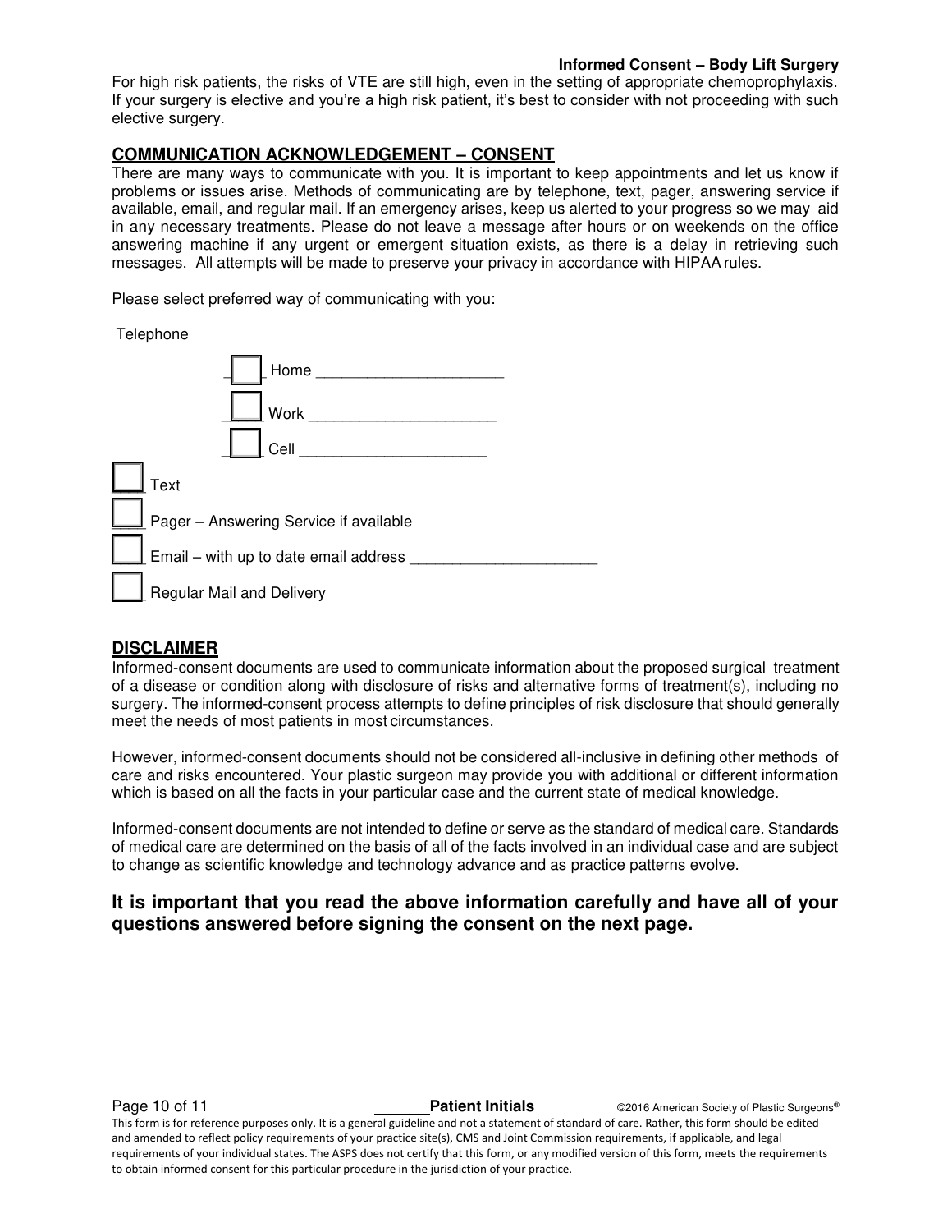For high risk patients, the risks of VTE are still high, even in the setting of appropriate chemoprophylaxis. If your surgery is elective and you're a high risk patient, it's best to consider with not proceeding with such elective surgery.

## COMMUNICATION ACKNOWLEDGEMENT – CONSENT

There are many ways to communicate with you. It is important to keep appointments and let us know if problems or issues arise. Methods of communicating are by telephone, text, pager, answering service if available, email, and regular mail. If an emergency arises, keep us alerted to your progress so we may aid in any necessary treatments. Please do not leave a message after hours or on weekends on the office answering machine if any urgent or emergent situation exists, as there is a delay in retrieving such messages. All attempts will be made to preserve your privacy in accordance with HIPAA rules.

Please select preferred way of communicating with you:

Telephone

- ☐ Home ______________________
- ☐ Work ______________________
- ☐ Cell ______________________

- ☐ Text
- ☐ Pager – Answering Service if available
- ☐ Email – with up to date email address ______________________
- ☐ Regular Mail and Delivery

## DISCLAIMER

Informed-consent documents are used to communicate information about the proposed surgical treatment of a disease or condition along with disclosure of risks and alternative forms of treatment(s), including no surgery. The informed-consent process attempts to define principles of risk disclosure that should generally meet the needs of most patients in most circumstances.

However, informed-consent documents should not be considered all-inclusive in defining other methods of care and risks encountered. Your plastic surgeon may provide you with additional or different information which is based on all the facts in your particular case and the current state of medical knowledge.

Informed-consent documents are not intended to define or serve as the standard of medical care. Standards of medical care are determined on the basis of all of the facts involved in an individual case and are subject to change as scientific knowledge and technology advance and as practice patterns evolve.

**It is important that you read the above information carefully and have all of your questions answered before signing the consent on the next page.**

_______ **Patient Initials**

This form is for reference purposes only. It is a general guideline and not a statement of standard of care. Rather, this form should be edited and amended to reflect policy requirements of your practice site(s), CMS and Joint Commission requirements, if applicable, and legal requirements of your individual states. The ASPS does not certify that this form, or any modified version of this form, meets the requirements to obtain informed consent for this particular procedure in the jurisdiction of your practice.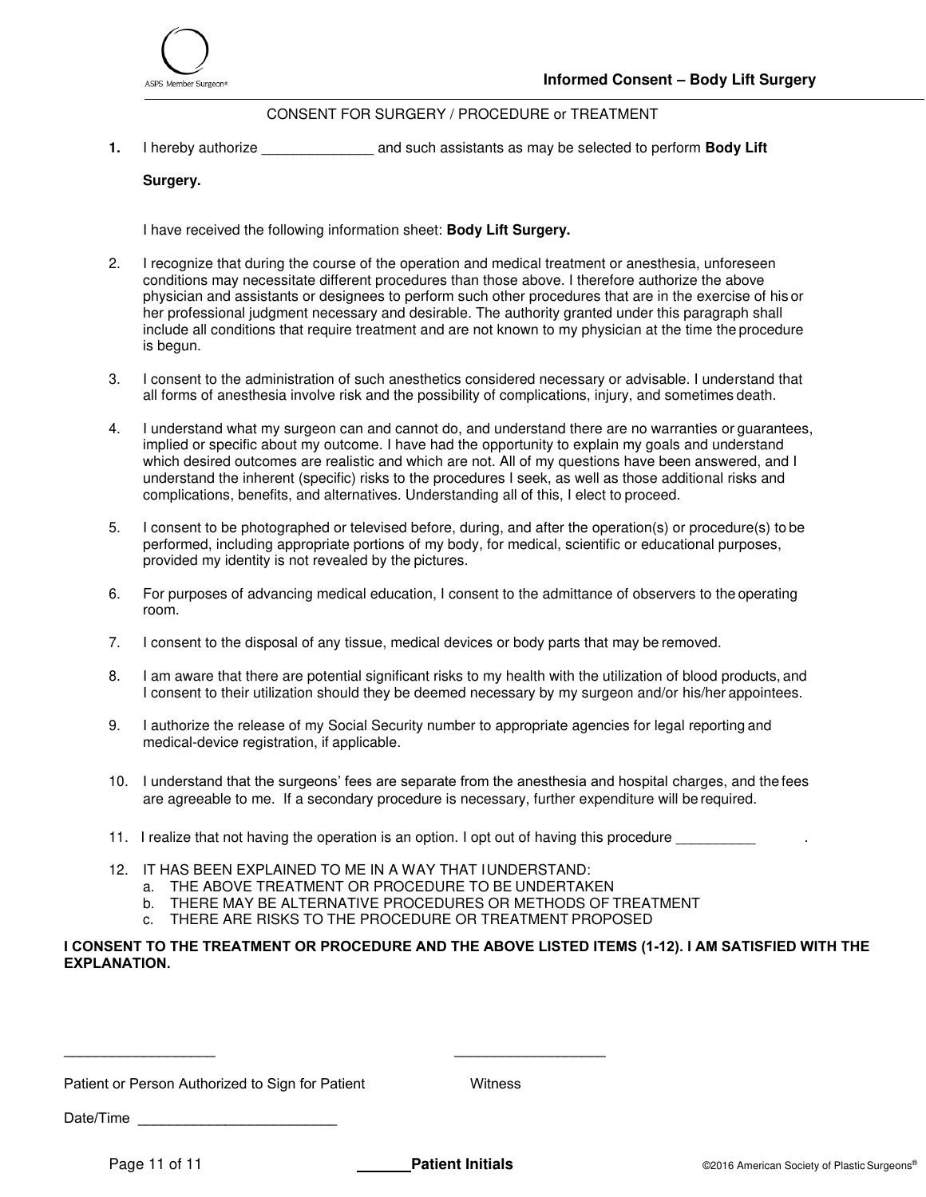## CONSENT FOR SURGERY / PROCEDURE or TREATMENT

1. I hereby authorize ______________ and such assistants as may be selected to perform **Body Lift Surgery.**

   I have received the following information sheet: **Body Lift Surgery.**

2. I recognize that during the course of the operation and medical treatment or anesthesia, unforeseen conditions may necessitate different procedures than those above. I therefore authorize the above physician and assistants or designees to perform such other procedures that are in the exercise of his or her professional judgment necessary and desirable. The authority granted under this paragraph shall include all conditions that require treatment and are not known to my physician at the time the procedure is begun.

3. I consent to the administration of such anesthetics considered necessary or advisable. I understand that all forms of anesthesia involve risk and the possibility of complications, injury, and sometimes death.

4. I understand what my surgeon can and cannot do, and understand there are no warranties or guarantees, implied or specific about my outcome. I have had the opportunity to explain my goals and understand which desired outcomes are realistic and which are not. All of my questions have been answered, and I understand the inherent (specific) risks to the procedures I seek, as well as those additional risks and complications, benefits, and alternatives. Understanding all of this, I elect to proceed.

5. I consent to be photographed or televised before, during, and after the operation(s) or procedure(s) to be performed, including appropriate portions of my body, for medical, scientific or educational purposes, provided my identity is not revealed by the pictures.

6. For purposes of advancing medical education, I consent to the admittance of observers to the operating room.

7. I consent to the disposal of any tissue, medical devices or body parts that may be removed.

8. I am aware that there are potential significant risks to my health with the utilization of blood products, and I consent to their utilization should they be deemed necessary by my surgeon and/or his/her appointees.

9. I authorize the release of my Social Security number to appropriate agencies for legal reporting and medical-device registration, if applicable.

10. I understand that the surgeons' fees are separate from the anesthesia and hospital charges, and the fees are agreeable to me. If a secondary procedure is necessary, further expenditure will be required.

11. I realize that not having the operation is an option. I opt out of having this procedure __________ .

12. IT HAS BEEN EXPLAINED TO ME IN A WAY THAT I UNDERSTAND:
    a. THE ABOVE TREATMENT OR PROCEDURE TO BE UNDERTAKEN
    b. THERE MAY BE ALTERNATIVE PROCEDURES OR METHODS OF TREATMENT
    c. THERE ARE RISKS TO THE PROCEDURE OR TREATMENT PROPOSED

**I CONSENT TO THE TREATMENT OR PROCEDURE AND THE ABOVE LISTED ITEMS (1-12). I AM SATISFIED WITH THE EXPLANATION.**

___________________ ___________________

Patient or Person Authorized to Sign for Patient Witness

Date/Time _________________________

______ **Patient Initials**